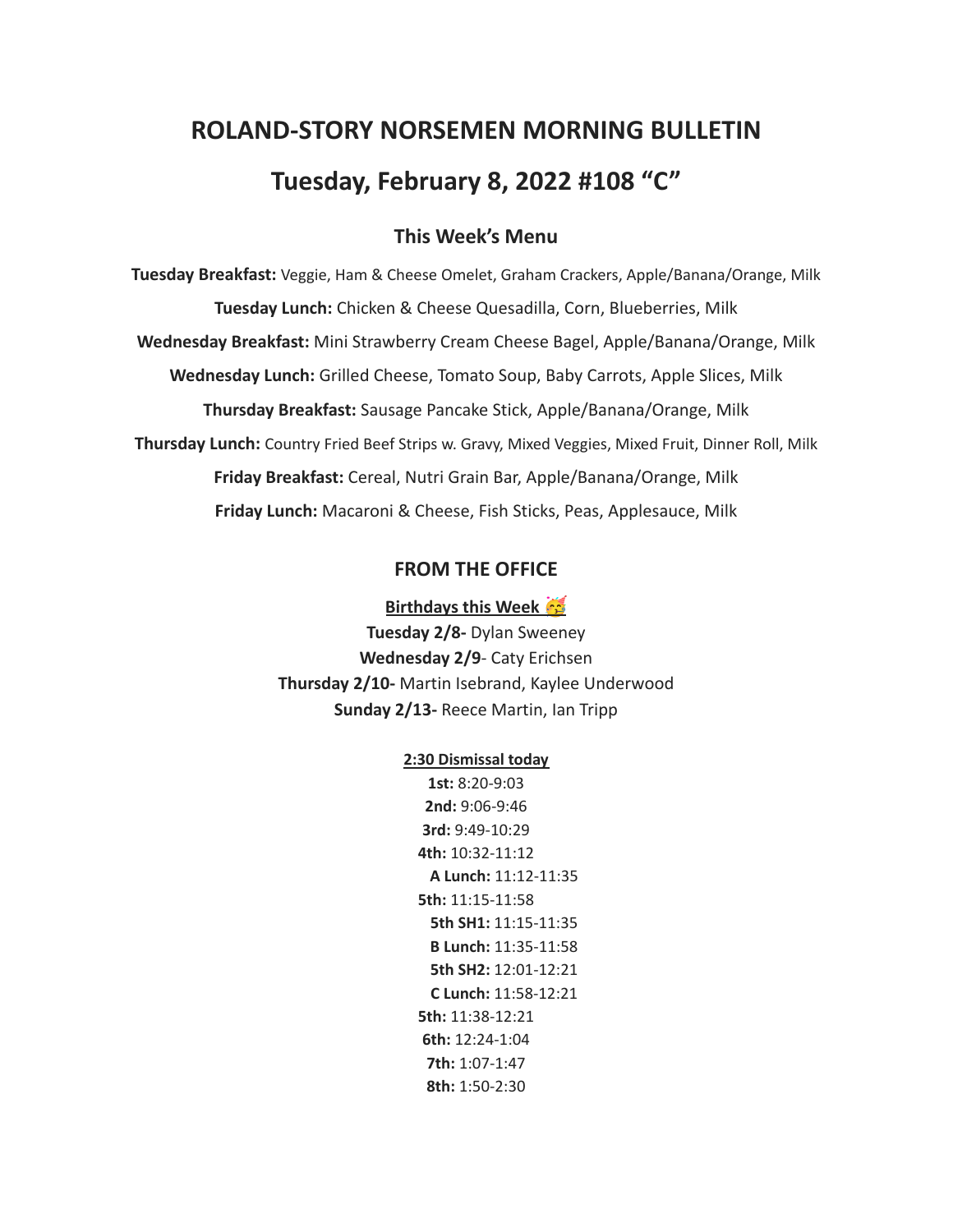# ROLAND-STORY NORSEMEN MORNING BULLETIN

# Tuesday, February 8, 2022 #108 "C"

## This Week's Menu

**Tuesday Breakfast:** Veggie, Ham & Cheese Omelet, Graham Crackers, Apple/Banana/Orange, Milk

**Tuesday Lunch:** Chicken & Cheese Quesadilla, Corn, Blueberries, Milk

**Wednesday Breakfast:** Mini Strawberry Cream Cheese Bagel, Apple/Banana/Orange, Milk

**Wednesday Lunch:** Grilled Cheese, Tomato Soup, Baby Carrots, Apple Slices, Milk

**Thursday Breakfast:** Sausage Pancake Stick, Apple/Banana/Orange, Milk

**Thursday Lunch:** Country Fried Beef Strips w. Gravy, Mixed Veggies, Mixed Fruit, Dinner Roll, Milk

**Friday Breakfast:** Cereal, Nutri Grain Bar, Apple/Banana/Orange, Milk

**Friday Lunch:** Macaroni & Cheese, Fish Sticks, Peas, Applesauce, Milk

## FROM THE OFFICE

**Birthdays this Week** 🥳

**Tuesday 2/8-** Dylan Sweeney
**Wednesday 2/9**- Caty Erichsen
**Thursday 2/10-** Martin Isebrand, Kaylee Underwood
**Sunday 2/13-** Reece Martin, Ian Tripp

**2:30 Dismissal today**

**1st:** 8:20-9:03
**2nd:** 9:06-9:46
**3rd:** 9:49-10:29
**4th:** 10:32-11:12
**A Lunch:** 11:12-11:35
**5th:** 11:15-11:58
**5th SH1:** 11:15-11:35
**B Lunch:** 11:35-11:58
**5th SH2:** 12:01-12:21
**C Lunch:** 11:58-12:21
**5th:** 11:38-12:21
**6th:** 12:24-1:04
**7th:** 1:07-1:47
**8th:** 1:50-2:30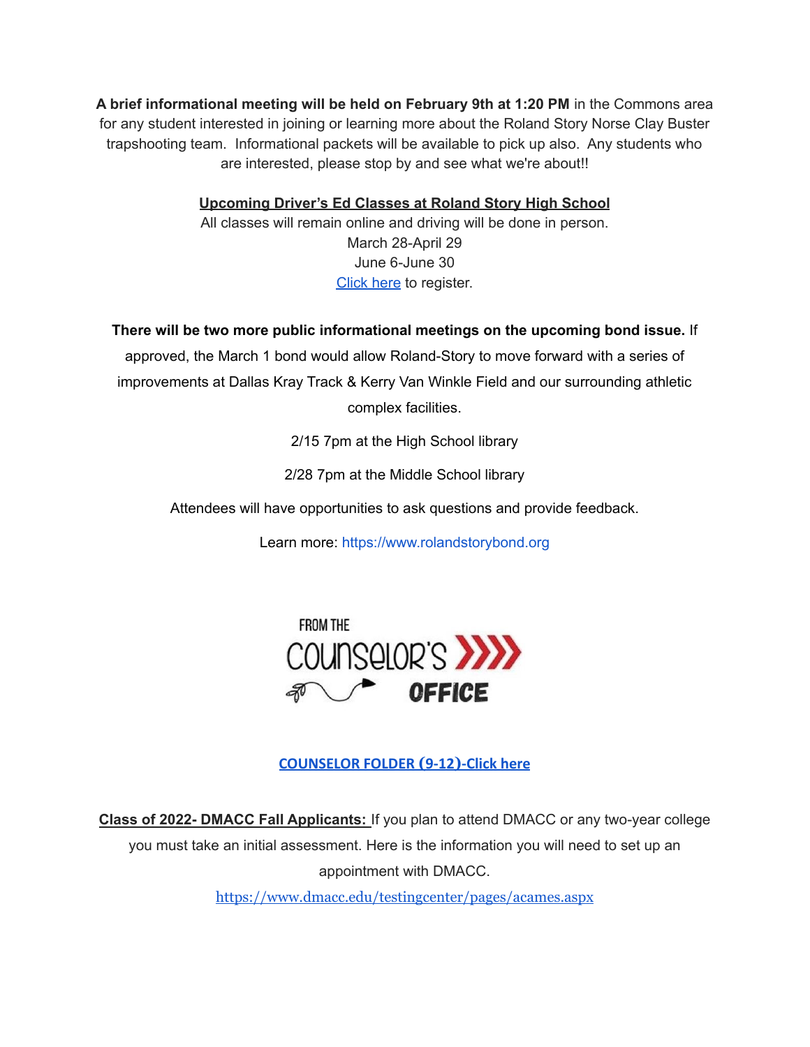**A brief informational meeting will be held on February 9th at 1:20 PM** in the Commons area for any student interested in joining or learning more about the Roland Story Norse Clay Buster trapshooting team. Informational packets will be available to pick up also. Any students who are interested, please stop by and see what we're about!!

**Upcoming Driver's Ed Classes at Roland Story High School**

All classes will remain online and driving will be done in person.

March 28-April 29

June 6-June 30

Click here to register.

**There will be two more public informational meetings on the upcoming bond issue.** If approved, the March 1 bond would allow Roland-Story to move forward with a series of improvements at Dallas Kray Track & Kerry Van Winkle Field and our surrounding athletic complex facilities.

2/15 7pm at the High School library

2/28 7pm at the Middle School library

Attendees will have opportunities to ask questions and provide feedback.

Learn more: https://www.rolandstorybond.org

FROM THE COUNSELOR'S OFFICE

**COUNSELOR FOLDER (9-12)-Click here**

**Class of 2022- DMACC Fall Applicants:** If you plan to attend DMACC or any two-year college you must take an initial assessment. Here is the information you will need to set up an appointment with DMACC.

https://www.dmacc.edu/testingcenter/pages/acames.aspx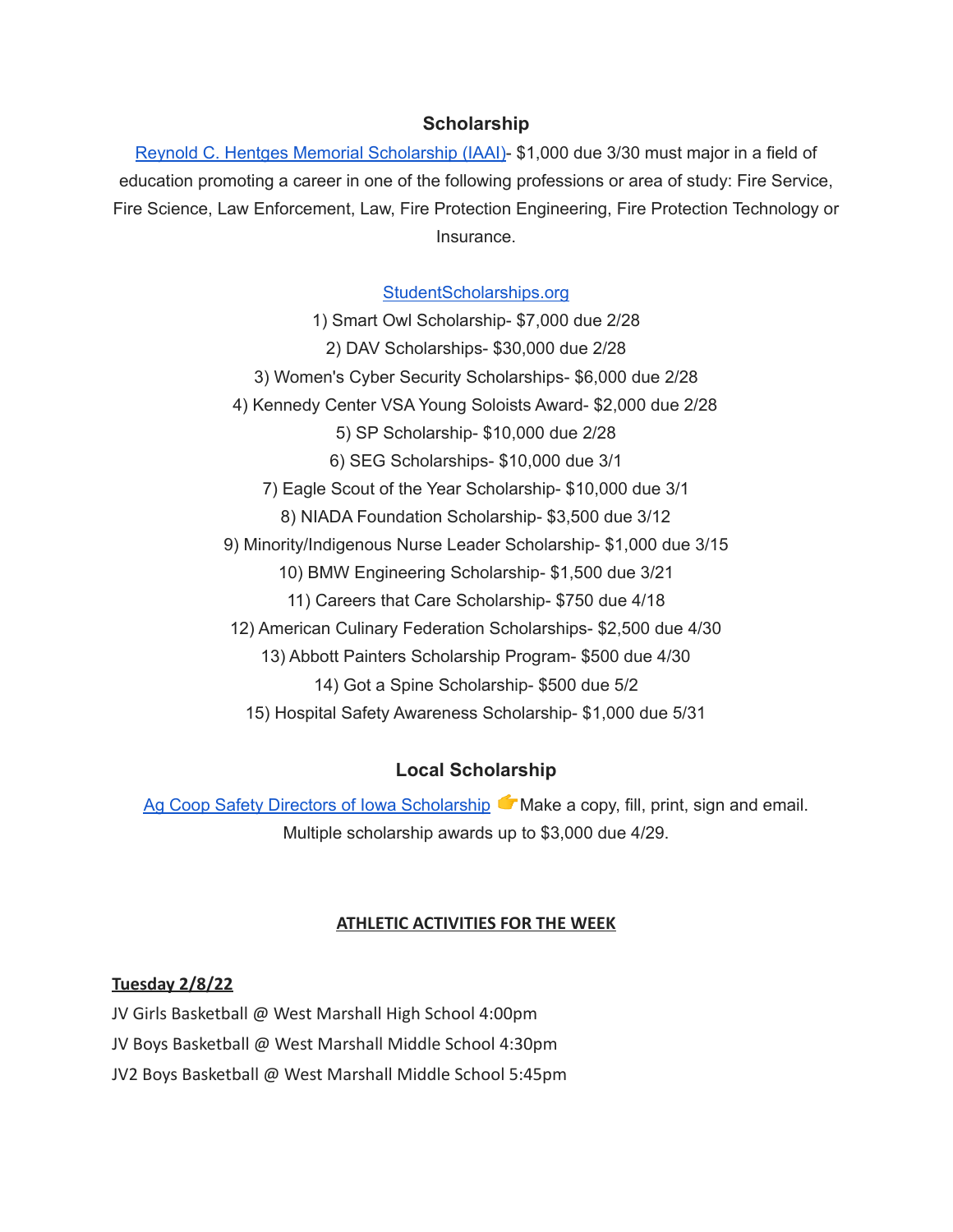## Scholarship

[Reynold C. Hentges Memorial Scholarship (IAAI)]- $1,000 due 3/30 must major in a field of education promoting a career in one of the following professions or area of study: Fire Service, Fire Science, Law Enforcement, Law, Fire Protection Engineering, Fire Protection Technology or Insurance.

StudentScholarships.org

1) Smart Owl Scholarship- $7,000 due 2/28
2) DAV Scholarships- $30,000 due 2/28
3) Women's Cyber Security Scholarships- $6,000 due 2/28
4) Kennedy Center VSA Young Soloists Award- $2,000 due 2/28
5) SP Scholarship- $10,000 due 2/28
6) SEG Scholarships- $10,000 due 3/1
7) Eagle Scout of the Year Scholarship- $10,000 due 3/1
8) NIADA Foundation Scholarship- $3,500 due 3/12
9) Minority/Indigenous Nurse Leader Scholarship- $1,000 due 3/15
10) BMW Engineering Scholarship- $1,500 due 3/21
11) Careers that Care Scholarship- $750 due 4/18
12) American Culinary Federation Scholarships- $2,500 due 4/30
13) Abbott Painters Scholarship Program- $500 due 4/30
14) Got a Spine Scholarship- $500 due 5/2
15) Hospital Safety Awareness Scholarship- $1,000 due 5/31

## Local Scholarship

Ag Coop Safety Directors of Iowa Scholarship 👉Make a copy, fill, print, sign and email. Multiple scholarship awards up to $3,000 due 4/29.

### ATHLETIC ACTIVITIES FOR THE WEEK

**Tuesday 2/8/22**

JV Girls Basketball @ West Marshall High School 4:00pm

JV Boys Basketball @ West Marshall Middle School 4:30pm

JV2 Boys Basketball @ West Marshall Middle School 5:45pm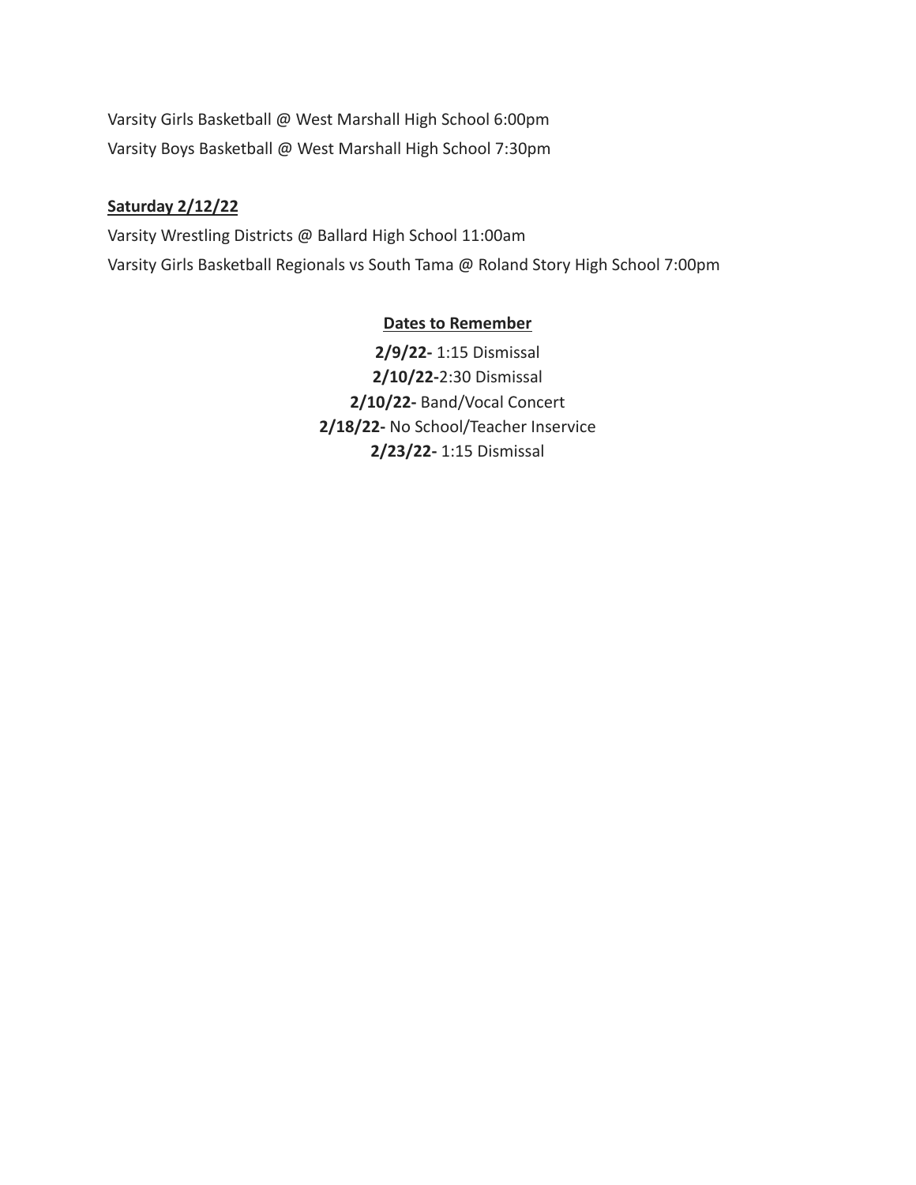Varsity Girls Basketball @ West Marshall High School 6:00pm

Varsity Boys Basketball @ West Marshall High School 7:30pm

**Saturday 2/12/22**

Varsity Wrestling Districts @ Ballard High School 11:00am

Varsity Girls Basketball Regionals vs South Tama @ Roland Story High School 7:00pm

**Dates to Remember**

**2/9/22-** 1:15 Dismissal

**2/10/22-**2:30 Dismissal

**2/10/22-** Band/Vocal Concert

**2/18/22-** No School/Teacher Inservice

**2/23/22-** 1:15 Dismissal